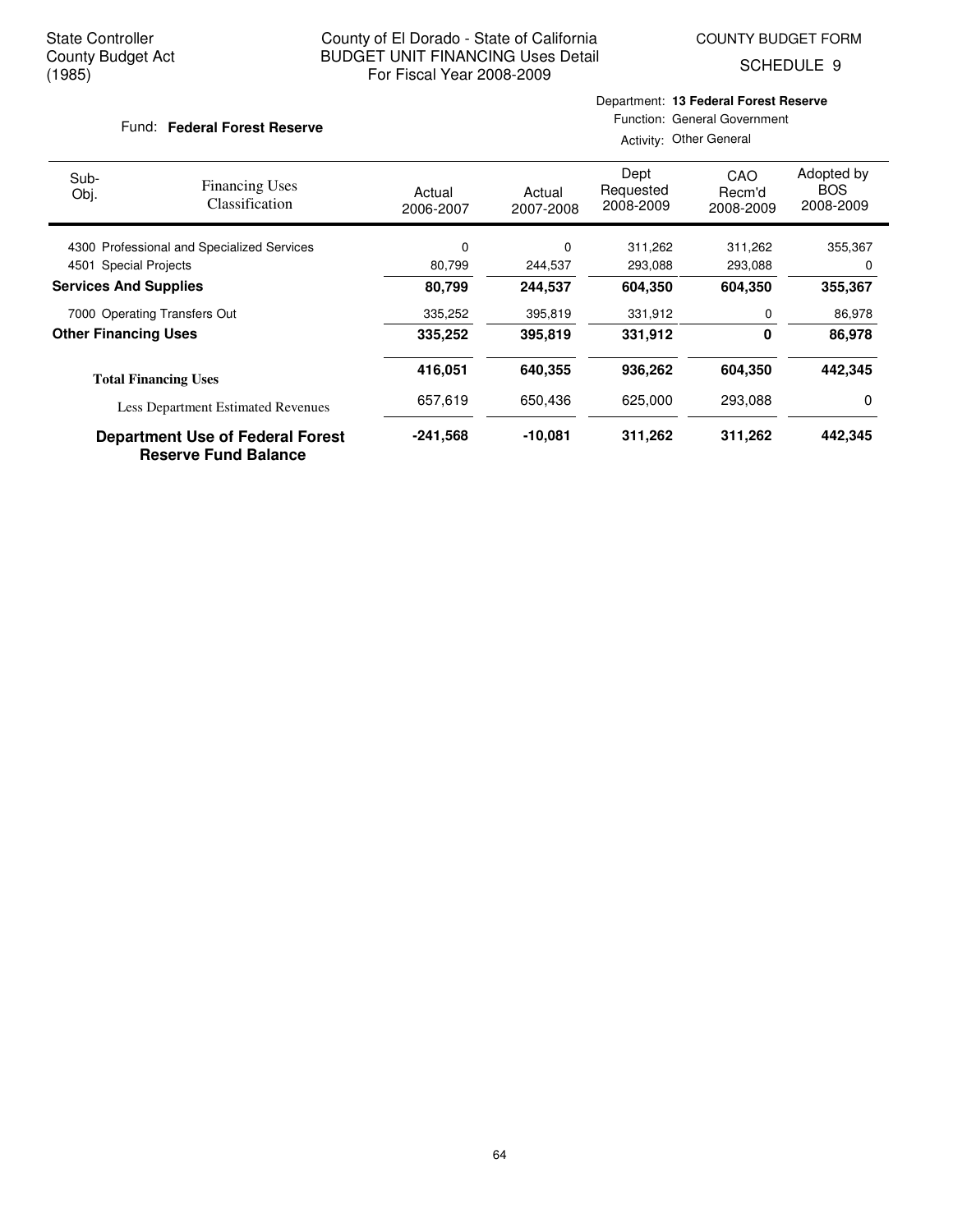State Controller
County Budget Act
(1985)

County of El Dorado - State of California
BUDGET UNIT FINANCING Uses Detail
For Fiscal Year 2008-2009

COUNTY BUDGET FORM
SCHEDULE 9

Fund: **Federal Forest Reserve**

Department: **13 Federal Forest Reserve**
Function: General Government
Activity: Other General

| Sub-Obj. | Financing Uses Classification | Actual 2006-2007 | Actual 2007-2008 | Dept Requested 2008-2009 | CAO Recm'd 2008-2009 | Adopted by BOS 2008-2009 |
|---|---|---|---|---|---|---|
| 4300 | Professional and Specialized Services | 0 | 0 | 311,262 | 311,262 | 355,367 |
| 4501 | Special Projects | 80,799 | 244,537 | 293,088 | 293,088 | 0 |
| **Services And Supplies** | | **80,799** | **244,537** | **604,350** | **604,350** | **355,367** |
| 7000 | Operating Transfers Out | 335,252 | 395,819 | 331,912 | 0 | 86,978 |
| **Other Financing Uses** | | **335,252** | **395,819** | **331,912** | **0** | **86,978** |
| **Total Financing Uses** | | **416,051** | **640,355** | **936,262** | **604,350** | **442,345** |
| Less Department Estimated Revenues | | 657,619 | 650,436 | 625,000 | 293,088 | 0 |
| **Department Use of Federal Forest Reserve Fund Balance** | | **-241,568** | **-10,081** | **311,262** | **311,262** | **442,345** |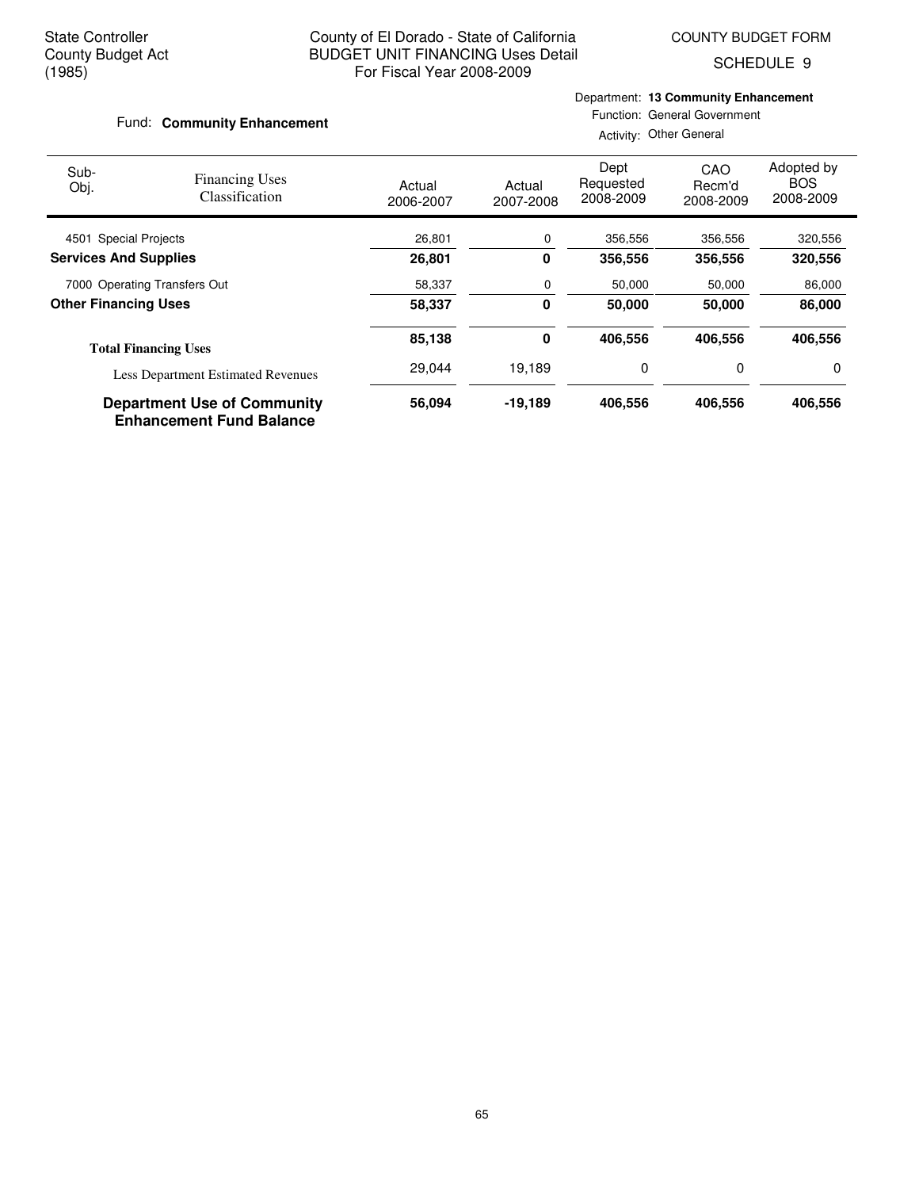State Controller
County Budget Act
(1985)

County of El Dorado - State of California
BUDGET UNIT FINANCING Uses Detail
For Fiscal Year 2008-2009

COUNTY BUDGET FORM
SCHEDULE 9

Fund: **Community Enhancement**

Department: **13 Community Enhancement**
Function: General Government
Activity: Other General

| Sub-Obj. | Financing Uses Classification | Actual 2006-2007 | Actual 2007-2008 | Dept Requested 2008-2009 | CAO Recm'd 2008-2009 | Adopted by BOS 2008-2009 |
|---|---|---|---|---|---|---|
| 4501 | Special Projects | 26,801 | 0 | 356,556 | 356,556 | 320,556 |
| **Services And Supplies** | | **26,801** | **0** | **356,556** | **356,556** | **320,556** |
| 7000 | Operating Transfers Out | 58,337 | 0 | 50,000 | 50,000 | 86,000 |
| **Other Financing Uses** | | **58,337** | **0** | **50,000** | **50,000** | **86,000** |
| **Total Financing Uses** | | **85,138** | **0** | **406,556** | **406,556** | **406,556** |
| Less Department Estimated Revenues | | 29,044 | 19,189 | 0 | 0 | 0 |
| **Department Use of Community Enhancement Fund Balance** | | **56,094** | **-19,189** | **406,556** | **406,556** | **406,556** |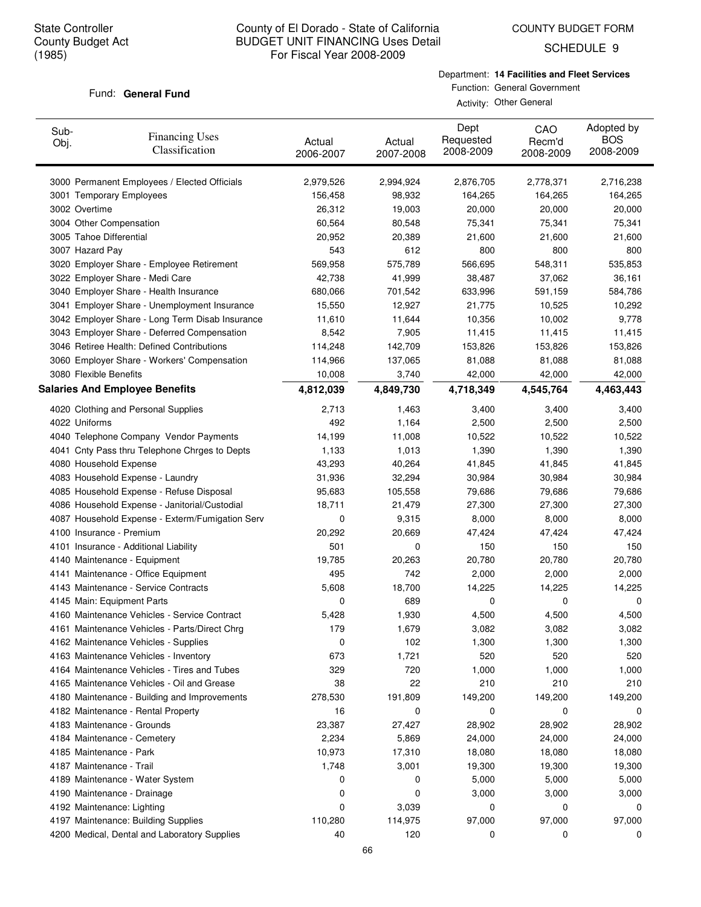State Controller
County Budget Act
(1985)

# County of El Dorado - State of California
## BUDGET UNIT FINANCING Uses Detail
### For Fiscal Year 2008-2009

COUNTY BUDGET FORM
SCHEDULE 9

Fund: **General Fund**

Department: **14 Facilities and Fleet Services**
Function: General Government
Activity: Other General

| Sub-Obj. | Financing Uses Classification | Actual 2006-2007 | Actual 2007-2008 | Dept Requested 2008-2009 | CAO Recm'd 2008-2009 | Adopted by BOS 2008-2009 |
|---|---|---|---|---|---|---|
| 3000 | Permanent Employees / Elected Officials | 2,979,526 | 2,994,924 | 2,876,705 | 2,778,371 | 2,716,238 |
| 3001 | Temporary Employees | 156,458 | 98,932 | 164,265 | 164,265 | 164,265 |
| 3002 | Overtime | 26,312 | 19,003 | 20,000 | 20,000 | 20,000 |
| 3004 | Other Compensation | 60,564 | 80,548 | 75,341 | 75,341 | 75,341 |
| 3005 | Tahoe Differential | 20,952 | 20,389 | 21,600 | 21,600 | 21,600 |
| 3007 | Hazard Pay | 543 | 612 | 800 | 800 | 800 |
| 3020 | Employer Share - Employee Retirement | 569,958 | 575,789 | 566,695 | 548,311 | 535,853 |
| 3022 | Employer Share - Medi Care | 42,738 | 41,999 | 38,487 | 37,062 | 36,161 |
| 3040 | Employer Share - Health Insurance | 680,066 | 701,542 | 633,996 | 591,159 | 584,786 |
| 3041 | Employer Share - Unemployment Insurance | 15,550 | 12,927 | 21,775 | 10,525 | 10,292 |
| 3042 | Employer Share - Long Term Disab Insurance | 11,610 | 11,644 | 10,356 | 10,002 | 9,778 |
| 3043 | Employer Share - Deferred Compensation | 8,542 | 7,905 | 11,415 | 11,415 | 11,415 |
| 3046 | Retiree Health: Defined Contributions | 114,248 | 142,709 | 153,826 | 153,826 | 153,826 |
| 3060 | Employer Share - Workers' Compensation | 114,966 | 137,065 | 81,088 | 81,088 | 81,088 |
| 3080 | Flexible Benefits | 10,008 | 3,740 | 42,000 | 42,000 | 42,000 |
| **Salaries And Employee Benefits** | | **4,812,039** | **4,849,730** | **4,718,349** | **4,545,764** | **4,463,443** |
| 4020 | Clothing and Personal Supplies | 2,713 | 1,463 | 3,400 | 3,400 | 3,400 |
| 4022 | Uniforms | 492 | 1,164 | 2,500 | 2,500 | 2,500 |
| 4040 | Telephone Company Vendor Payments | 14,199 | 11,008 | 10,522 | 10,522 | 10,522 |
| 4041 | Cnty Pass thru Telephone Chrges to Depts | 1,133 | 1,013 | 1,390 | 1,390 | 1,390 |
| 4080 | Household Expense | 43,293 | 40,264 | 41,845 | 41,845 | 41,845 |
| 4083 | Household Expense - Laundry | 31,936 | 32,294 | 30,984 | 30,984 | 30,984 |
| 4085 | Household Expense - Refuse Disposal | 95,683 | 105,558 | 79,686 | 79,686 | 79,686 |
| 4086 | Household Expense - Janitorial/Custodial | 18,711 | 21,479 | 27,300 | 27,300 | 27,300 |
| 4087 | Household Expense - Exterm/Fumigation Serv | 0 | 9,315 | 8,000 | 8,000 | 8,000 |
| 4100 | Insurance - Premium | 20,292 | 20,669 | 47,424 | 47,424 | 47,424 |
| 4101 | Insurance - Additional Liability | 501 | 0 | 150 | 150 | 150 |
| 4140 | Maintenance - Equipment | 19,785 | 20,263 | 20,780 | 20,780 | 20,780 |
| 4141 | Maintenance - Office Equipment | 495 | 742 | 2,000 | 2,000 | 2,000 |
| 4143 | Maintenance - Service Contracts | 5,608 | 18,700 | 14,225 | 14,225 | 14,225 |
| 4145 | Main: Equipment Parts | 0 | 689 | 0 | 0 | 0 |
| 4160 | Maintenance Vehicles - Service Contract | 5,428 | 1,930 | 4,500 | 4,500 | 4,500 |
| 4161 | Maintenance Vehicles - Parts/Direct Chrg | 179 | 1,679 | 3,082 | 3,082 | 3,082 |
| 4162 | Maintenance Vehicles - Supplies | 0 | 102 | 1,300 | 1,300 | 1,300 |
| 4163 | Maintenance Vehicles - Inventory | 673 | 1,721 | 520 | 520 | 520 |
| 4164 | Maintenance Vehicles - Tires and Tubes | 329 | 720 | 1,000 | 1,000 | 1,000 |
| 4165 | Maintenance Vehicles - Oil and Grease | 38 | 22 | 210 | 210 | 210 |
| 4180 | Maintenance - Building and Improvements | 278,530 | 191,809 | 149,200 | 149,200 | 149,200 |
| 4182 | Maintenance - Rental Property | 16 | 0 | 0 | 0 | 0 |
| 4183 | Maintenance - Grounds | 23,387 | 27,427 | 28,902 | 28,902 | 28,902 |
| 4184 | Maintenance - Cemetery | 2,234 | 5,869 | 24,000 | 24,000 | 24,000 |
| 4185 | Maintenance - Park | 10,973 | 17,310 | 18,080 | 18,080 | 18,080 |
| 4187 | Maintenance - Trail | 1,748 | 3,001 | 19,300 | 19,300 | 19,300 |
| 4189 | Maintenance - Water System | 0 | 0 | 5,000 | 5,000 | 5,000 |
| 4190 | Maintenance - Drainage | 0 | 0 | 3,000 | 3,000 | 3,000 |
| 4192 | Maintenance: Lighting | 0 | 3,039 | 0 | 0 | 0 |
| 4197 | Maintenance: Building Supplies | 110,280 | 114,975 | 97,000 | 97,000 | 97,000 |
| 4200 | Medical, Dental and Laboratory Supplies | 40 | 120 | 0 | 0 | 0 |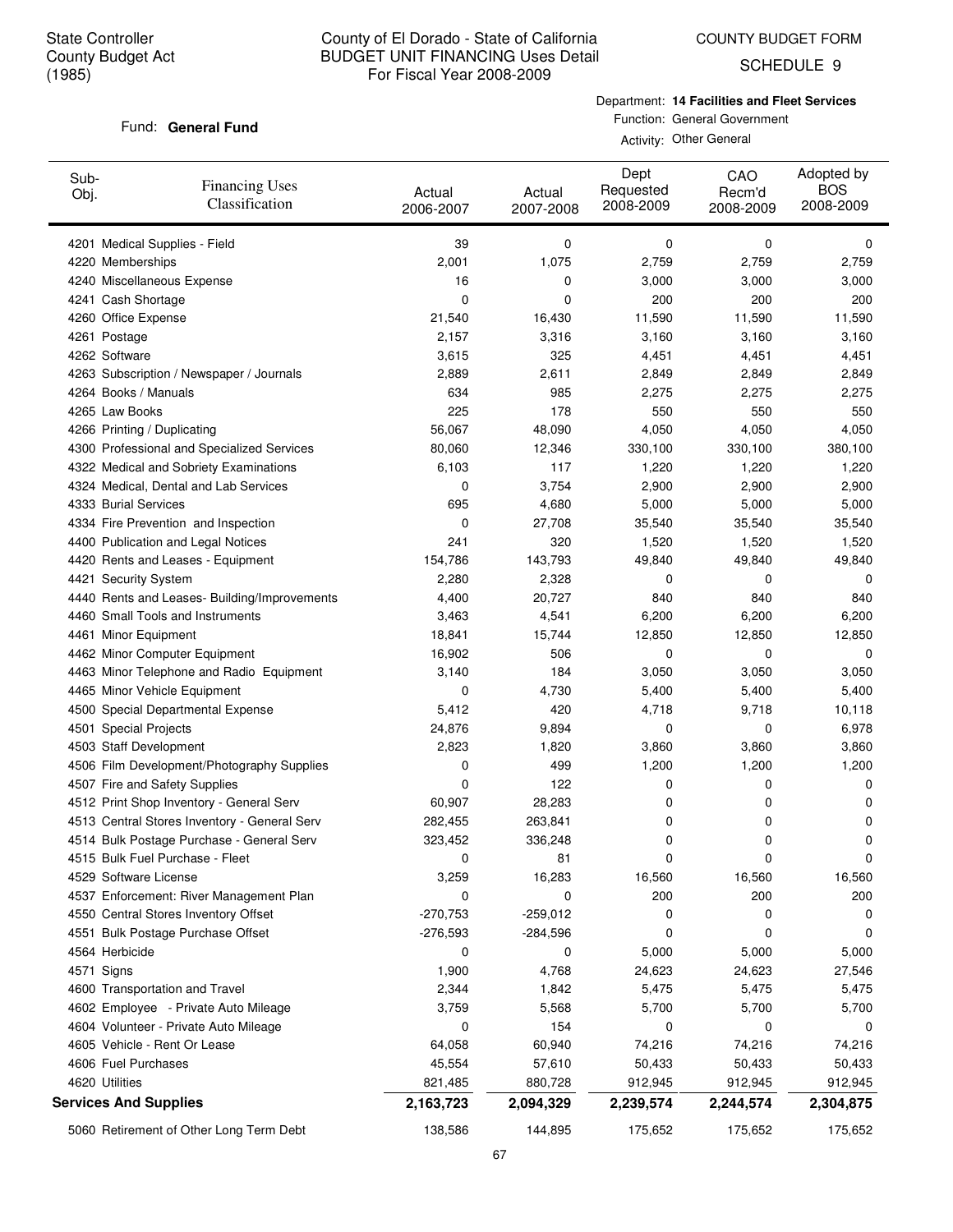State Controller
County Budget Act
(1985)

County of El Dorado - State of California
BUDGET UNIT FINANCING Uses Detail
For Fiscal Year 2008-2009

COUNTY BUDGET FORM
SCHEDULE 9

Fund: **General Fund**

Department: **14 Facilities and Fleet Services**
Function: General Government
Activity: Other General

| Sub-Obj. | Financing Uses Classification | Actual 2006-2007 | Actual 2007-2008 | Dept Requested 2008-2009 | CAO Recm'd 2008-2009 | Adopted by BOS 2008-2009 |
|---|---|---|---|---|---|---|
| 4201 | Medical Supplies - Field | 39 | 0 | 0 | 0 | 0 |
| 4220 | Memberships | 2,001 | 1,075 | 2,759 | 2,759 | 2,759 |
| 4240 | Miscellaneous Expense | 16 | 0 | 3,000 | 3,000 | 3,000 |
| 4241 | Cash Shortage | 0 | 0 | 200 | 200 | 200 |
| 4260 | Office Expense | 21,540 | 16,430 | 11,590 | 11,590 | 11,590 |
| 4261 | Postage | 2,157 | 3,316 | 3,160 | 3,160 | 3,160 |
| 4262 | Software | 3,615 | 325 | 4,451 | 4,451 | 4,451 |
| 4263 | Subscription / Newspaper / Journals | 2,889 | 2,611 | 2,849 | 2,849 | 2,849 |
| 4264 | Books / Manuals | 634 | 985 | 2,275 | 2,275 | 2,275 |
| 4265 | Law Books | 225 | 178 | 550 | 550 | 550 |
| 4266 | Printing / Duplicating | 56,067 | 48,090 | 4,050 | 4,050 | 4,050 |
| 4300 | Professional and Specialized Services | 80,060 | 12,346 | 330,100 | 330,100 | 380,100 |
| 4322 | Medical and Sobriety Examinations | 6,103 | 117 | 1,220 | 1,220 | 1,220 |
| 4324 | Medical, Dental and Lab Services | 0 | 3,754 | 2,900 | 2,900 | 2,900 |
| 4333 | Burial Services | 695 | 4,680 | 5,000 | 5,000 | 5,000 |
| 4334 | Fire Prevention and Inspection | 0 | 27,708 | 35,540 | 35,540 | 35,540 |
| 4400 | Publication and Legal Notices | 241 | 320 | 1,520 | 1,520 | 1,520 |
| 4420 | Rents and Leases - Equipment | 154,786 | 143,793 | 49,840 | 49,840 | 49,840 |
| 4421 | Security System | 2,280 | 2,328 | 0 | 0 | 0 |
| 4440 | Rents and Leases- Building/Improvements | 4,400 | 20,727 | 840 | 840 | 840 |
| 4460 | Small Tools and Instruments | 3,463 | 4,541 | 6,200 | 6,200 | 6,200 |
| 4461 | Minor Equipment | 18,841 | 15,744 | 12,850 | 12,850 | 12,850 |
| 4462 | Minor Computer Equipment | 16,902 | 506 | 0 | 0 | 0 |
| 4463 | Minor Telephone and Radio Equipment | 3,140 | 184 | 3,050 | 3,050 | 3,050 |
| 4465 | Minor Vehicle Equipment | 0 | 4,730 | 5,400 | 5,400 | 5,400 |
| 4500 | Special Departmental Expense | 5,412 | 420 | 4,718 | 9,718 | 10,118 |
| 4501 | Special Projects | 24,876 | 9,894 | 0 | 0 | 6,978 |
| 4503 | Staff Development | 2,823 | 1,820 | 3,860 | 3,860 | 3,860 |
| 4506 | Film Development/Photography Supplies | 0 | 499 | 1,200 | 1,200 | 1,200 |
| 4507 | Fire and Safety Supplies | 0 | 122 | 0 | 0 | 0 |
| 4512 | Print Shop Inventory - General Serv | 60,907 | 28,283 | 0 | 0 | 0 |
| 4513 | Central Stores Inventory - General Serv | 282,455 | 263,841 | 0 | 0 | 0 |
| 4514 | Bulk Postage Purchase - General Serv | 323,452 | 336,248 | 0 | 0 | 0 |
| 4515 | Bulk Fuel Purchase - Fleet | 0 | 81 | 0 | 0 | 0 |
| 4529 | Software License | 3,259 | 16,283 | 16,560 | 16,560 | 16,560 |
| 4537 | Enforcement: River Management Plan | 0 | 0 | 200 | 200 | 200 |
| 4550 | Central Stores Inventory Offset | -270,753 | -259,012 | 0 | 0 | 0 |
| 4551 | Bulk Postage Purchase Offset | -276,593 | -284,596 | 0 | 0 | 0 |
| 4564 | Herbicide | 0 | 0 | 5,000 | 5,000 | 5,000 |
| 4571 | Signs | 1,900 | 4,768 | 24,623 | 24,623 | 27,546 |
| 4600 | Transportation and Travel | 2,344 | 1,842 | 5,475 | 5,475 | 5,475 |
| 4602 | Employee - Private Auto Mileage | 3,759 | 5,568 | 5,700 | 5,700 | 5,700 |
| 4604 | Volunteer - Private Auto Mileage | 0 | 154 | 0 | 0 | 0 |
| 4605 | Vehicle - Rent Or Lease | 64,058 | 60,940 | 74,216 | 74,216 | 74,216 |
| 4606 | Fuel Purchases | 45,554 | 57,610 | 50,433 | 50,433 | 50,433 |
| 4620 | Utilities | 821,485 | 880,728 | 912,945 | 912,945 | 912,945 |
| **Services And Supplies** | | **2,163,723** | **2,094,329** | **2,239,574** | **2,244,574** | **2,304,875** |
| 5060 | Retirement of Other Long Term Debt | 138,586 | 144,895 | 175,652 | 175,652 | 175,652 |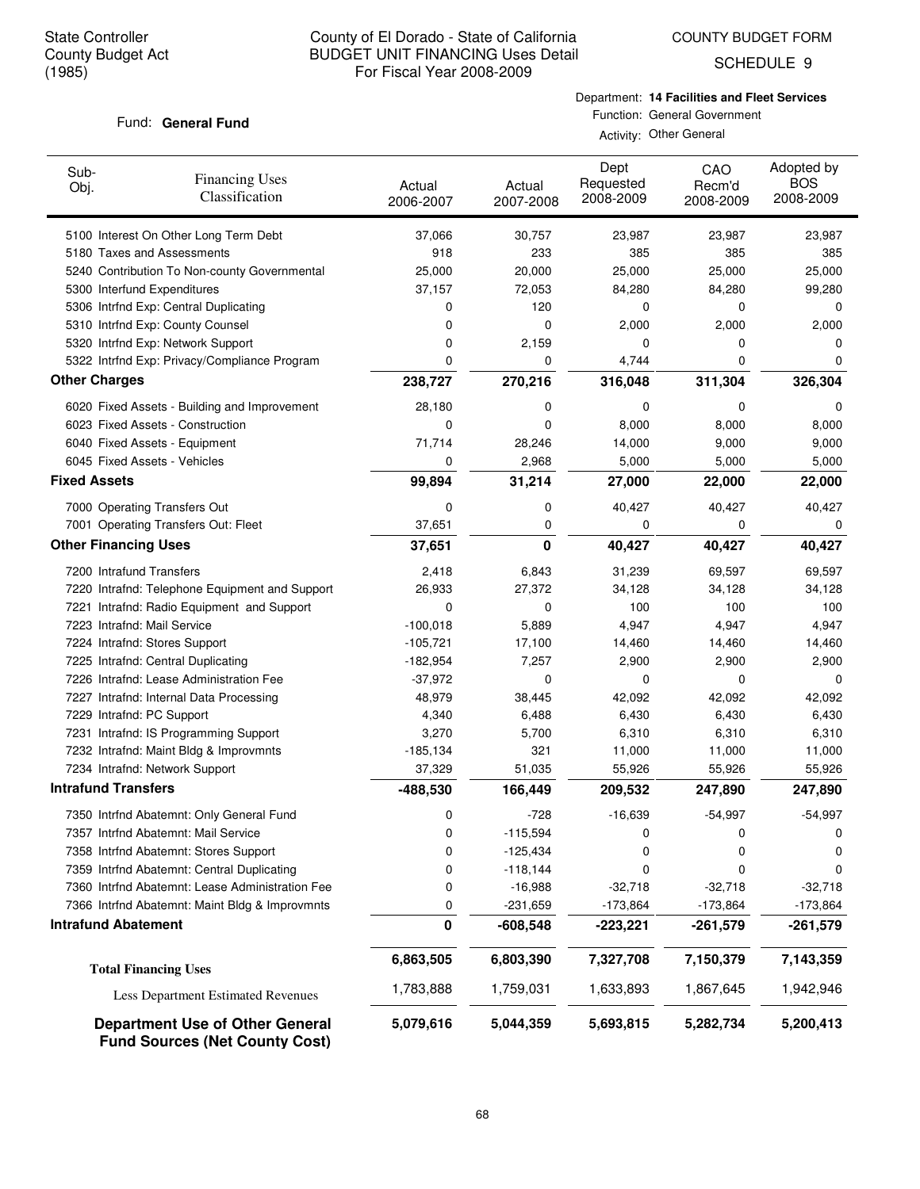State Controller
County Budget Act
(1985)

County of El Dorado - State of California
BUDGET UNIT FINANCING Uses Detail
For Fiscal Year 2008-2009

COUNTY BUDGET FORM
SCHEDULE 9

Fund: **General Fund**

Department: **14 Facilities and Fleet Services**
Function: General Government
Activity: Other General

| Sub-Obj. | Financing Uses Classification | Actual 2006-2007 | Actual 2007-2008 | Dept Requested 2008-2009 | CAO Recm'd 2008-2009 | Adopted by BOS 2008-2009 |
|---|---|---|---|---|---|---|
| 5100 | Interest On Other Long Term Debt | 37,066 | 30,757 | 23,987 | 23,987 | 23,987 |
| 5180 | Taxes and Assessments | 918 | 233 | 385 | 385 | 385 |
| 5240 | Contribution To Non-county Governmental | 25,000 | 20,000 | 25,000 | 25,000 | 25,000 |
| 5300 | Interfund Expenditures | 37,157 | 72,053 | 84,280 | 84,280 | 99,280 |
| 5306 | Intrfnd Exp: Central Duplicating | 0 | 120 | 0 | 0 | 0 |
| 5310 | Intrfnd Exp: County Counsel | 0 | 0 | 2,000 | 2,000 | 2,000 |
| 5320 | Intrfnd Exp: Network Support | 0 | 2,159 | 0 | 0 | 0 |
| 5322 | Intrfnd Exp: Privacy/Compliance Program | 0 | 0 | 4,744 | 0 | 0 |
| **Other Charges** | | **238,727** | **270,216** | **316,048** | **311,304** | **326,304** |
| 6020 | Fixed Assets - Building and Improvement | 28,180 | 0 | 0 | 0 | 0 |
| 6023 | Fixed Assets - Construction | 0 | 0 | 8,000 | 8,000 | 8,000 |
| 6040 | Fixed Assets - Equipment | 71,714 | 28,246 | 14,000 | 9,000 | 9,000 |
| 6045 | Fixed Assets - Vehicles | 0 | 2,968 | 5,000 | 5,000 | 5,000 |
| **Fixed Assets** | | **99,894** | **31,214** | **27,000** | **22,000** | **22,000** |
| 7000 | Operating Transfers Out | 0 | 0 | 40,427 | 40,427 | 40,427 |
| 7001 | Operating Transfers Out: Fleet | 37,651 | 0 | 0 | 0 | 0 |
| **Other Financing Uses** | | **37,651** | **0** | **40,427** | **40,427** | **40,427** |
| 7200 | Intrafund Transfers | 2,418 | 6,843 | 31,239 | 69,597 | 69,597 |
| 7220 | Intrafnd: Telephone Equipment and Support | 26,933 | 27,372 | 34,128 | 34,128 | 34,128 |
| 7221 | Intrafnd: Radio Equipment and Support | 0 | 0 | 100 | 100 | 100 |
| 7223 | Intrafnd: Mail Service | -100,018 | 5,889 | 4,947 | 4,947 | 4,947 |
| 7224 | Intrafnd: Stores Support | -105,721 | 17,100 | 14,460 | 14,460 | 14,460 |
| 7225 | Intrafnd: Central Duplicating | -182,954 | 7,257 | 2,900 | 2,900 | 2,900 |
| 7226 | Intrafnd: Lease Administration Fee | -37,972 | 0 | 0 | 0 | 0 |
| 7227 | Intrafnd: Internal Data Processing | 48,979 | 38,445 | 42,092 | 42,092 | 42,092 |
| 7229 | Intrafnd: PC Support | 4,340 | 6,488 | 6,430 | 6,430 | 6,430 |
| 7231 | Intrafnd: IS Programming Support | 3,270 | 5,700 | 6,310 | 6,310 | 6,310 |
| 7232 | Intrafnd: Maint Bldg & Improvmnts | -185,134 | 321 | 11,000 | 11,000 | 11,000 |
| 7234 | Intrafnd: Network Support | 37,329 | 51,035 | 55,926 | 55,926 | 55,926 |
| **Intrafund Transfers** | | **-488,530** | **166,449** | **209,532** | **247,890** | **247,890** |
| 7350 | Intrfnd Abatemnt: Only General Fund | 0 | -728 | -16,639 | -54,997 | -54,997 |
| 7357 | Intrfnd Abatemnt: Mail Service | 0 | -115,594 | 0 | 0 | 0 |
| 7358 | Intrfnd Abatemnt: Stores Support | 0 | -125,434 | 0 | 0 | 0 |
| 7359 | Intrfnd Abatemnt: Central Duplicating | 0 | -118,144 | 0 | 0 | 0 |
| 7360 | Intrfnd Abatemnt: Lease Administration Fee | 0 | -16,988 | -32,718 | -32,718 | -32,718 |
| 7366 | Intrfnd Abatemnt: Maint Bldg & Improvmnts | 0 | -231,659 | -173,864 | -173,864 | -173,864 |
| **Intrafund Abatement** | | **0** | **-608,548** | **-223,221** | **-261,579** | **-261,579** |
| **Total Financing Uses** | | **6,863,505** | **6,803,390** | **7,327,708** | **7,150,379** | **7,143,359** |
| Less Department Estimated Revenues | | 1,783,888 | 1,759,031 | 1,633,893 | 1,867,645 | 1,942,946 |
| **Department Use of Other General Fund Sources (Net County Cost)** | | **5,079,616** | **5,044,359** | **5,693,815** | **5,282,734** | **5,200,413** |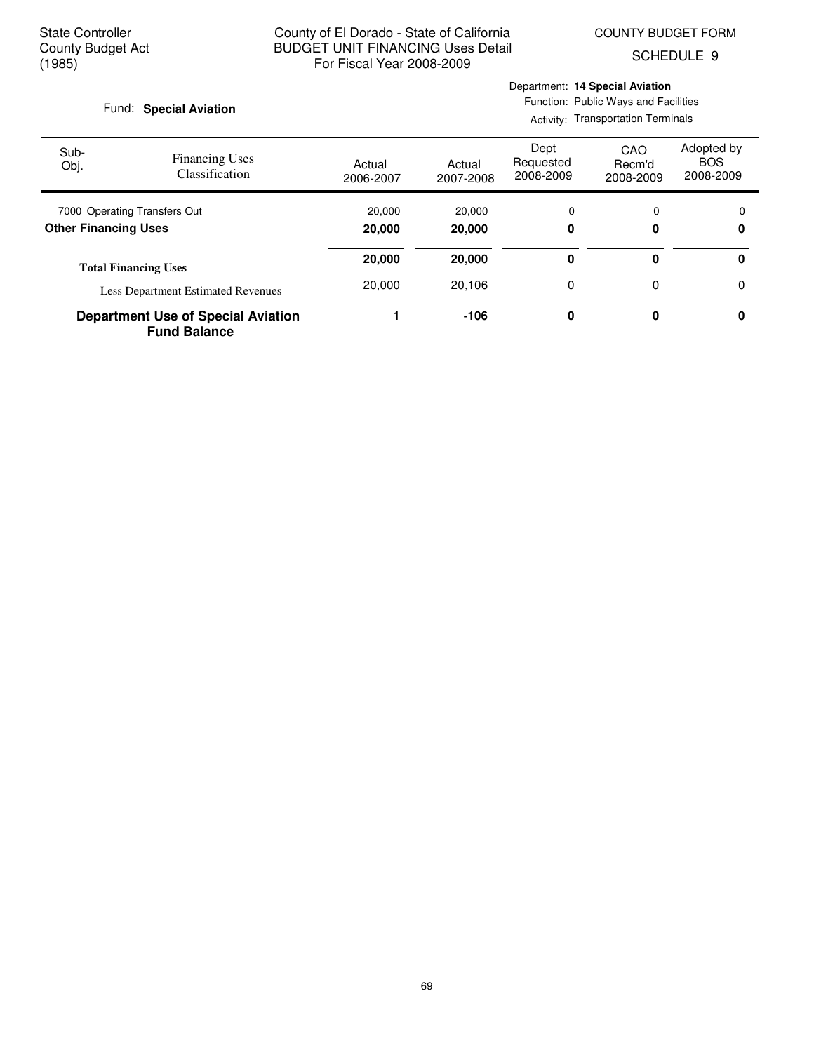State Controller
County Budget Act
(1985)

County of El Dorado - State of California
BUDGET UNIT FINANCING Uses Detail
For Fiscal Year 2008-2009

COUNTY BUDGET FORM
SCHEDULE 9

Fund: **Special Aviation**

Department: **14 Special Aviation**
Function: Public Ways and Facilities
Activity: Transportation Terminals

| Sub-Obj. | Financing Uses Classification | Actual 2006-2007 | Actual 2007-2008 | Dept Requested 2008-2009 | CAO Recm'd 2008-2009 | Adopted by BOS 2008-2009 |
|---|---|---|---|---|---|---|
| 7000 | Operating Transfers Out | 20,000 | 20,000 | 0 | 0 | 0 |
| **Other Financing Uses** | | **20,000** | **20,000** | **0** | **0** | **0** |
| **Total Financing Uses** | | **20,000** | **20,000** | **0** | **0** | **0** |
| | Less Department Estimated Revenues | 20,000 | 20,106 | 0 | 0 | 0 |
| **Department Use of Special Aviation Fund Balance** | | **1** | **-106** | **0** | **0** | **0** |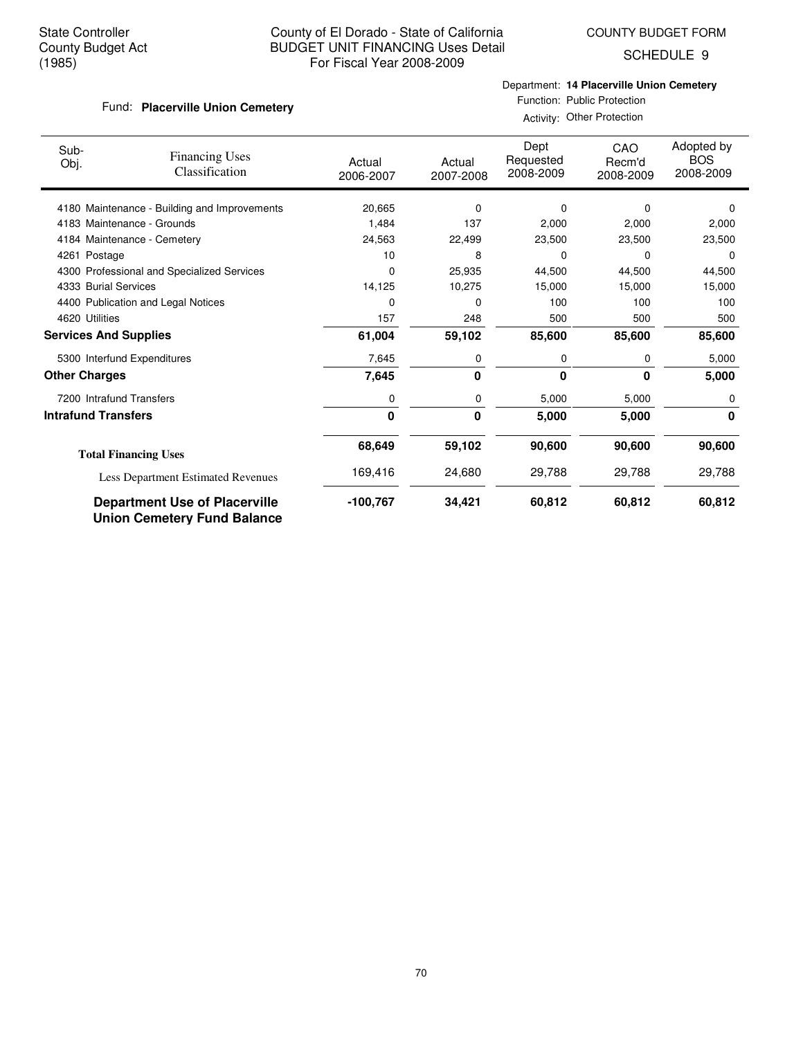State Controller
County Budget Act
(1985)

County of El Dorado - State of California
BUDGET UNIT FINANCING Uses Detail
For Fiscal Year 2008-2009

COUNTY BUDGET FORM
SCHEDULE 9

Fund: **Placerville Union Cemetery**

Department: **14 Placerville Union Cemetery**
Function: Public Protection
Activity: Other Protection

| Sub-Obj. | Financing Uses Classification | Actual 2006-2007 | Actual 2007-2008 | Dept Requested 2008-2009 | CAO Recm'd 2008-2009 | Adopted by BOS 2008-2009 |
|---|---|---|---|---|---|---|
| 4180 | Maintenance - Building and Improvements | 20,665 | 0 | 0 | 0 | 0 |
| 4183 | Maintenance - Grounds | 1,484 | 137 | 2,000 | 2,000 | 2,000 |
| 4184 | Maintenance - Cemetery | 24,563 | 22,499 | 23,500 | 23,500 | 23,500 |
| 4261 | Postage | 10 | 8 | 0 | 0 | 0 |
| 4300 | Professional and Specialized Services | 0 | 25,935 | 44,500 | 44,500 | 44,500 |
| 4333 | Burial Services | 14,125 | 10,275 | 15,000 | 15,000 | 15,000 |
| 4400 | Publication and Legal Notices | 0 | 0 | 100 | 100 | 100 |
| 4620 | Utilities | 157 | 248 | 500 | 500 | 500 |
| **Services And Supplies** | | **61,004** | **59,102** | **85,600** | **85,600** | **85,600** |
| 5300 | Interfund Expenditures | 7,645 | 0 | 0 | 0 | 5,000 |
| **Other Charges** | | **7,645** | **0** | **0** | **0** | **5,000** |
| 7200 | Intrafund Transfers | 0 | 0 | 5,000 | 5,000 | 0 |
| **Intrafund Transfers** | | **0** | **0** | **5,000** | **5,000** | **0** |
| **Total Financing Uses** | | **68,649** | **59,102** | **90,600** | **90,600** | **90,600** |
| | Less Department Estimated Revenues | 169,416 | 24,680 | 29,788 | 29,788 | 29,788 |
| **Department Use of Placerville Union Cemetery Fund Balance** | | **-100,767** | **34,421** | **60,812** | **60,812** | **60,812** |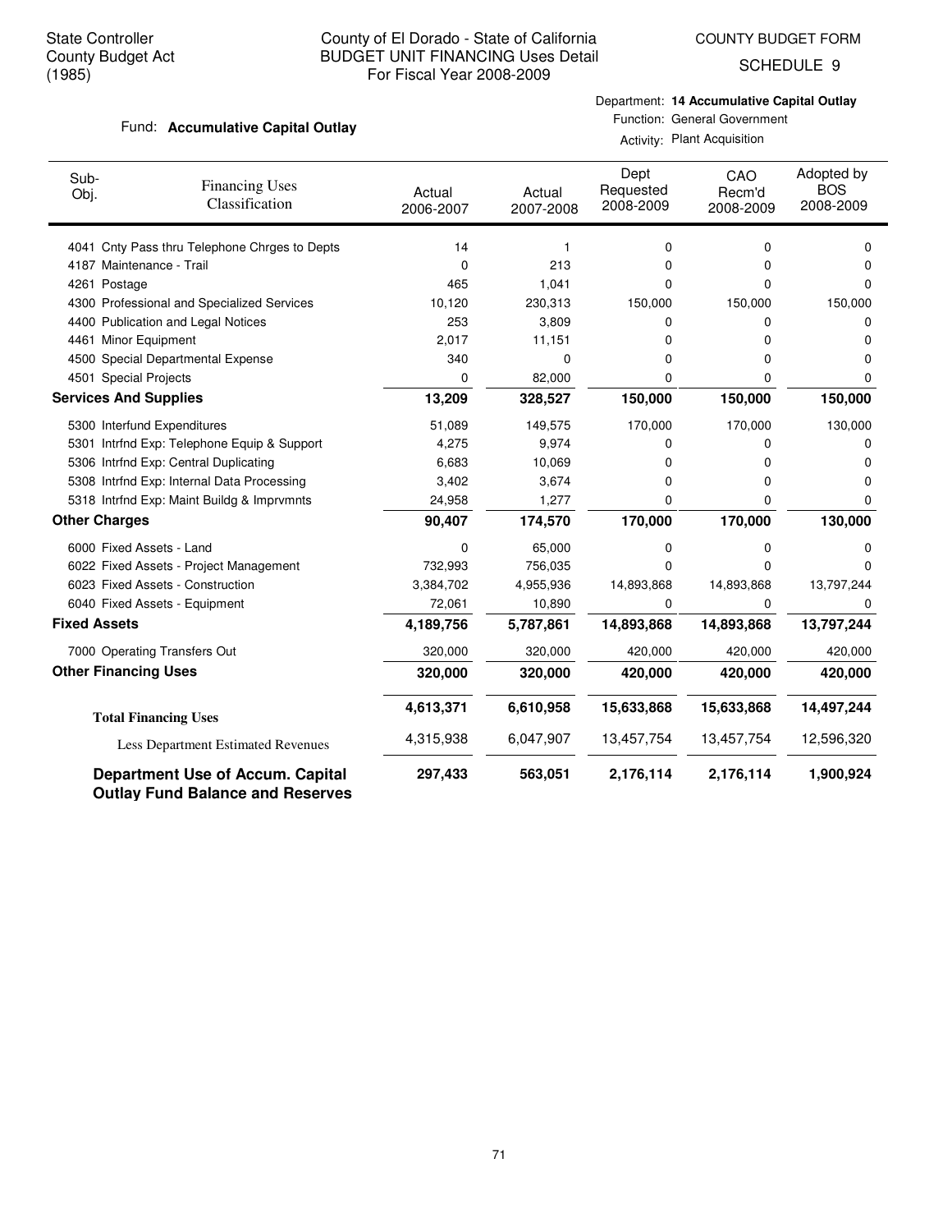State Controller
County Budget Act
(1985)

County of El Dorado - State of California
BUDGET UNIT FINANCING Uses Detail
For Fiscal Year 2008-2009

COUNTY BUDGET FORM
SCHEDULE 9

Fund: **Accumulative Capital Outlay**

Department: **14 Accumulative Capital Outlay**
Function: General Government
Activity: Plant Acquisition

| Sub-Obj. | Financing Uses Classification | Actual 2006-2007 | Actual 2007-2008 | Dept Requested 2008-2009 | CAO Recm'd 2008-2009 | Adopted by BOS 2008-2009 |
|---|---|---|---|---|---|---|
| 4041 | Cnty Pass thru Telephone Chrges to Depts | 14 | 1 | 0 | 0 | 0 |
| 4187 | Maintenance - Trail | 0 | 213 | 0 | 0 | 0 |
| 4261 | Postage | 465 | 1,041 | 0 | 0 | 0 |
| 4300 | Professional and Specialized Services | 10,120 | 230,313 | 150,000 | 150,000 | 150,000 |
| 4400 | Publication and Legal Notices | 253 | 3,809 | 0 | 0 | 0 |
| 4461 | Minor Equipment | 2,017 | 11,151 | 0 | 0 | 0 |
| 4500 | Special Departmental Expense | 340 | 0 | 0 | 0 | 0 |
| 4501 | Special Projects | 0 | 82,000 | 0 | 0 | 0 |
| **Services And Supplies** | | **13,209** | **328,527** | **150,000** | **150,000** | **150,000** |
| 5300 | Interfund Expenditures | 51,089 | 149,575 | 170,000 | 170,000 | 130,000 |
| 5301 | Intrfnd Exp: Telephone Equip & Support | 4,275 | 9,974 | 0 | 0 | 0 |
| 5306 | Intrfnd Exp: Central Duplicating | 6,683 | 10,069 | 0 | 0 | 0 |
| 5308 | Intrfnd Exp: Internal Data Processing | 3,402 | 3,674 | 0 | 0 | 0 |
| 5318 | Intrfnd Exp: Maint Buildg & Imprvmnts | 24,958 | 1,277 | 0 | 0 | 0 |
| **Other Charges** | | **90,407** | **174,570** | **170,000** | **170,000** | **130,000** |
| 6000 | Fixed Assets - Land | 0 | 65,000 | 0 | 0 | 0 |
| 6022 | Fixed Assets - Project Management | 732,993 | 756,035 | 0 | 0 | 0 |
| 6023 | Fixed Assets - Construction | 3,384,702 | 4,955,936 | 14,893,868 | 14,893,868 | 13,797,244 |
| 6040 | Fixed Assets - Equipment | 72,061 | 10,890 | 0 | 0 | 0 |
| **Fixed Assets** | | **4,189,756** | **5,787,861** | **14,893,868** | **14,893,868** | **13,797,244** |
| 7000 | Operating Transfers Out | 320,000 | 320,000 | 420,000 | 420,000 | 420,000 |
| **Other Financing Uses** | | **320,000** | **320,000** | **420,000** | **420,000** | **420,000** |
| **Total Financing Uses** | | **4,613,371** | **6,610,958** | **15,633,868** | **15,633,868** | **14,497,244** |
| Less Department Estimated Revenues | | 4,315,938 | 6,047,907 | 13,457,754 | 13,457,754 | 12,596,320 |
| **Department Use of Accum. Capital Outlay Fund Balance and Reserves** | | **297,433** | **563,051** | **2,176,114** | **2,176,114** | **1,900,924** |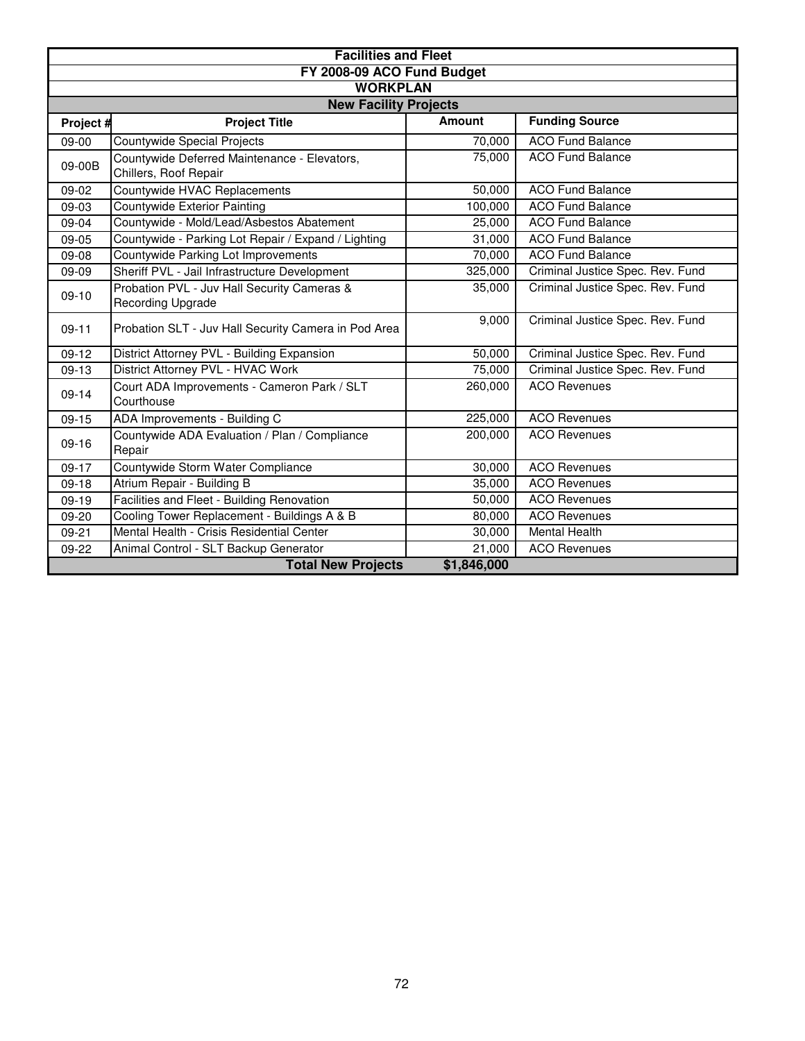## Facilities and Fleet

### FY 2008-09 ACO Fund Budget

### WORKPLAN

### New Facility Projects

| Project # | Project Title | Amount | Funding Source |
|---|---|---|---|
| 09-00 | Countywide Special Projects | 70,000 | ACO Fund Balance |
| 09-00B | Countywide Deferred Maintenance - Elevators, Chillers, Roof Repair | 75,000 | ACO Fund Balance |
| 09-02 | Countywide HVAC Replacements | 50,000 | ACO Fund Balance |
| 09-03 | Countywide Exterior Painting | 100,000 | ACO Fund Balance |
| 09-04 | Countywide - Mold/Lead/Asbestos Abatement | 25,000 | ACO Fund Balance |
| 09-05 | Countywide - Parking Lot Repair / Expand / Lighting | 31,000 | ACO Fund Balance |
| 09-08 | Countywide Parking Lot Improvements | 70,000 | ACO Fund Balance |
| 09-09 | Sheriff PVL - Jail Infrastructure Development | 325,000 | Criminal Justice Spec. Rev. Fund |
| 09-10 | Probation PVL - Juv Hall Security Cameras & Recording Upgrade | 35,000 | Criminal Justice Spec. Rev. Fund |
| 09-11 | Probation SLT - Juv Hall Security Camera in Pod Area | 9,000 | Criminal Justice Spec. Rev. Fund |
| 09-12 | District Attorney PVL - Building Expansion | 50,000 | Criminal Justice Spec. Rev. Fund |
| 09-13 | District Attorney PVL - HVAC Work | 75,000 | Criminal Justice Spec. Rev. Fund |
| 09-14 | Court ADA Improvements - Cameron Park / SLT Courthouse | 260,000 | ACO Revenues |
| 09-15 | ADA Improvements - Building C | 225,000 | ACO Revenues |
| 09-16 | Countywide ADA Evaluation / Plan / Compliance Repair | 200,000 | ACO Revenues |
| 09-17 | Countywide Storm Water Compliance | 30,000 | ACO Revenues |
| 09-18 | Atrium Repair - Building B | 35,000 | ACO Revenues |
| 09-19 | Facilities and Fleet - Building Renovation | 50,000 | ACO Revenues |
| 09-20 | Cooling Tower Replacement - Buildings A & B | 80,000 | ACO Revenues |
| 09-21 | Mental Health - Crisis Residential Center | 30,000 | Mental Health |
| 09-22 | Animal Control - SLT Backup Generator | 21,000 | ACO Revenues |
| | **Total New Projects** | **$1,846,000** | |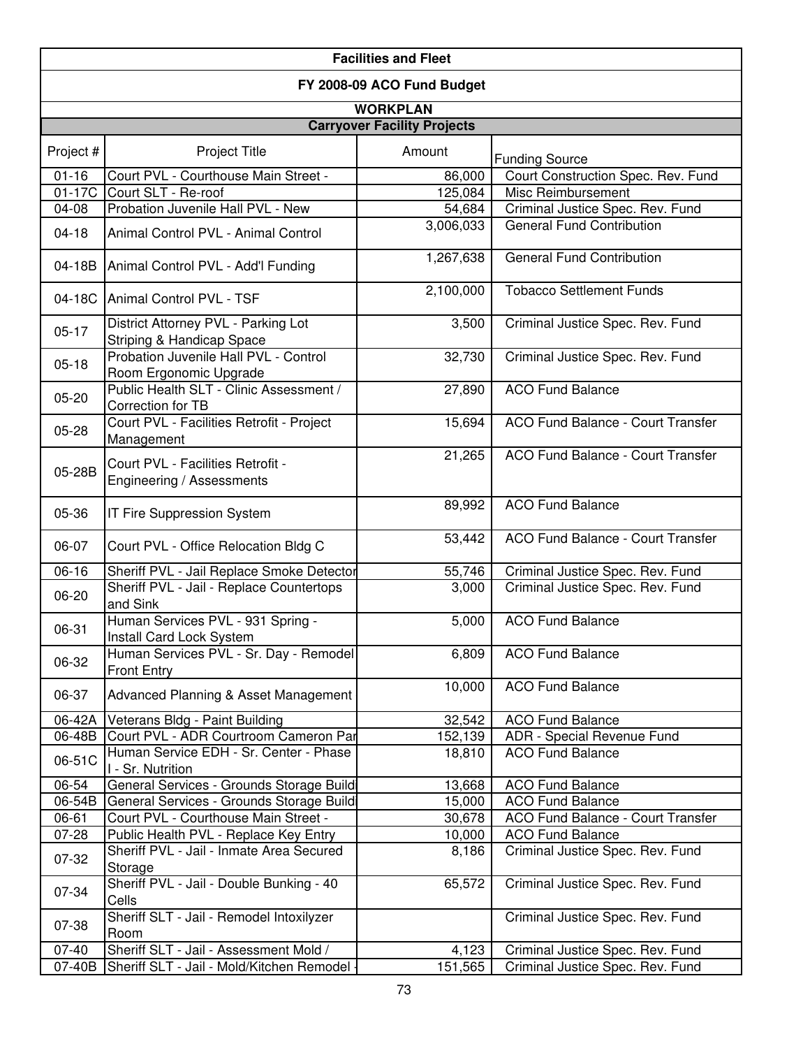| Facilities and Fleet | | | |
|---|---|---|---|
| FY 2008-09 ACO Fund Budget | | | |
| WORKPLAN | | | |
| Carryover Facility Projects | | | |
| Project # | Project Title | Amount | Funding Source |
| 01-16 | Court PVL - Courthouse Main Street - | 86,000 | Court Construction Spec. Rev. Fund |
| 01-17C | Court SLT - Re-roof | 125,084 | Misc Reimbursement |
| 04-08 | Probation Juvenile Hall PVL - New | 54,684 | Criminal Justice Spec. Rev. Fund |
| 04-18 | Animal Control PVL - Animal Control | 3,006,033 | General Fund Contribution |
| 04-18B | Animal Control PVL - Add'l Funding | 1,267,638 | General Fund Contribution |
| 04-18C | Animal Control PVL - TSF | 2,100,000 | Tobacco Settlement Funds |
| 05-17 | District Attorney PVL - Parking Lot Striping & Handicap Space | 3,500 | Criminal Justice Spec. Rev. Fund |
| 05-18 | Probation Juvenile Hall PVL - Control Room Ergonomic Upgrade | 32,730 | Criminal Justice Spec. Rev. Fund |
| 05-20 | Public Health SLT - Clinic Assessment / Correction for TB | 27,890 | ACO Fund Balance |
| 05-28 | Court PVL - Facilities Retrofit - Project Management | 15,694 | ACO Fund Balance - Court Transfer |
| 05-28B | Court PVL - Facilities Retrofit - Engineering / Assessments | 21,265 | ACO Fund Balance - Court Transfer |
| 05-36 | IT Fire Suppression System | 89,992 | ACO Fund Balance |
| 06-07 | Court PVL - Office Relocation Bldg C | 53,442 | ACO Fund Balance - Court Transfer |
| 06-16 | Sheriff PVL - Jail Replace Smoke Detector | 55,746 | Criminal Justice Spec. Rev. Fund |
| 06-20 | Sheriff PVL - Jail - Replace Countertops and Sink | 3,000 | Criminal Justice Spec. Rev. Fund |
| 06-31 | Human Services PVL - 931 Spring - Install Card Lock System | 5,000 | ACO Fund Balance |
| 06-32 | Human Services PVL - Sr. Day - Remodel Front Entry | 6,809 | ACO Fund Balance |
| 06-37 | Advanced Planning & Asset Management | 10,000 | ACO Fund Balance |
| 06-42A | Veterans Bldg - Paint Building | 32,542 | ACO Fund Balance |
| 06-48B | Court PVL - ADR Courtroom Cameron Par | 152,139 | ADR - Special Revenue Fund |
| 06-51C | Human Service EDH - Sr. Center - Phase I - Sr. Nutrition | 18,810 | ACO Fund Balance |
| 06-54 | General Services - Grounds Storage Build | 13,668 | ACO Fund Balance |
| 06-54B | General Services - Grounds Storage Build | 15,000 | ACO Fund Balance |
| 06-61 | Court PVL - Courthouse Main Street - | 30,678 | ACO Fund Balance - Court Transfer |
| 07-28 | Public Health PVL - Replace Key Entry | 10,000 | ACO Fund Balance |
| 07-32 | Sheriff PVL - Jail - Inmate Area Secured Storage | 8,186 | Criminal Justice Spec. Rev. Fund |
| 07-34 | Sheriff PVL - Jail - Double Bunking - 40 Cells | 65,572 | Criminal Justice Spec. Rev. Fund |
| 07-38 | Sheriff SLT - Jail - Remodel Intoxilyzer Room | | Criminal Justice Spec. Rev. Fund |
| 07-40 | Sheriff SLT - Jail - Assessment Mold / | 4,123 | Criminal Justice Spec. Rev. Fund |
| 07-40B | Sheriff SLT - Jail - Mold/Kitchen Remodel - | 151,565 | Criminal Justice Spec. Rev. Fund |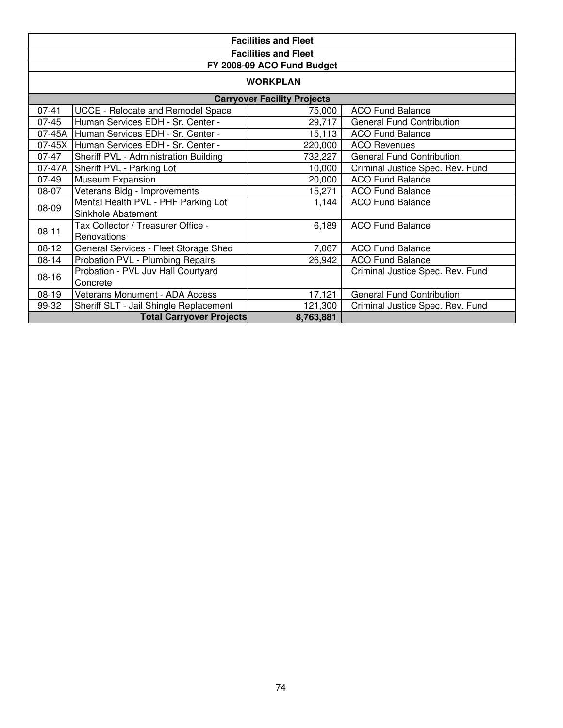| Facilities and Fleet | | | |
|---|---|---|---|
| **Facilities and Fleet** | | | |
| **FY 2008-09 ACO Fund Budget** | | | |
| **WORKPLAN** | | | |
| **Carryover Facility Projects** | | | |
| 07-41 | UCCE - Relocate and Remodel Space | 75,000 | ACO Fund Balance |
| 07-45 | Human Services EDH - Sr. Center - | 29,717 | General Fund Contribution |
| 07-45A | Human Services EDH - Sr. Center - | 15,113 | ACO Fund Balance |
| 07-45X | Human Services EDH - Sr. Center - | 220,000 | ACO Revenues |
| 07-47 | Sheriff PVL - Administration Building | 732,227 | General Fund Contribution |
| 07-47A | Sheriff PVL - Parking Lot | 10,000 | Criminal Justice Spec. Rev. Fund |
| 07-49 | Museum Expansion | 20,000 | ACO Fund Balance |
| 08-07 | Veterans Bldg - Improvements | 15,271 | ACO Fund Balance |
| 08-09 | Mental Health PVL - PHF Parking Lot Sinkhole Abatement | 1,144 | ACO Fund Balance |
| 08-11 | Tax Collector / Treasurer Office - Renovations | 6,189 | ACO Fund Balance |
| 08-12 | General Services - Fleet Storage Shed | 7,067 | ACO Fund Balance |
| 08-14 | Probation PVL - Plumbing Repairs | 26,942 | ACO Fund Balance |
| 08-16 | Probation - PVL Juv Hall Courtyard Concrete | | Criminal Justice Spec. Rev. Fund |
| 08-19 | Veterans Monument - ADA Access | 17,121 | General Fund Contribution |
| 99-32 | Sheriff SLT - Jail Shingle Replacement | 121,300 | Criminal Justice Spec. Rev. Fund |
| | **Total Carryover Projects** | **8,763,881** | |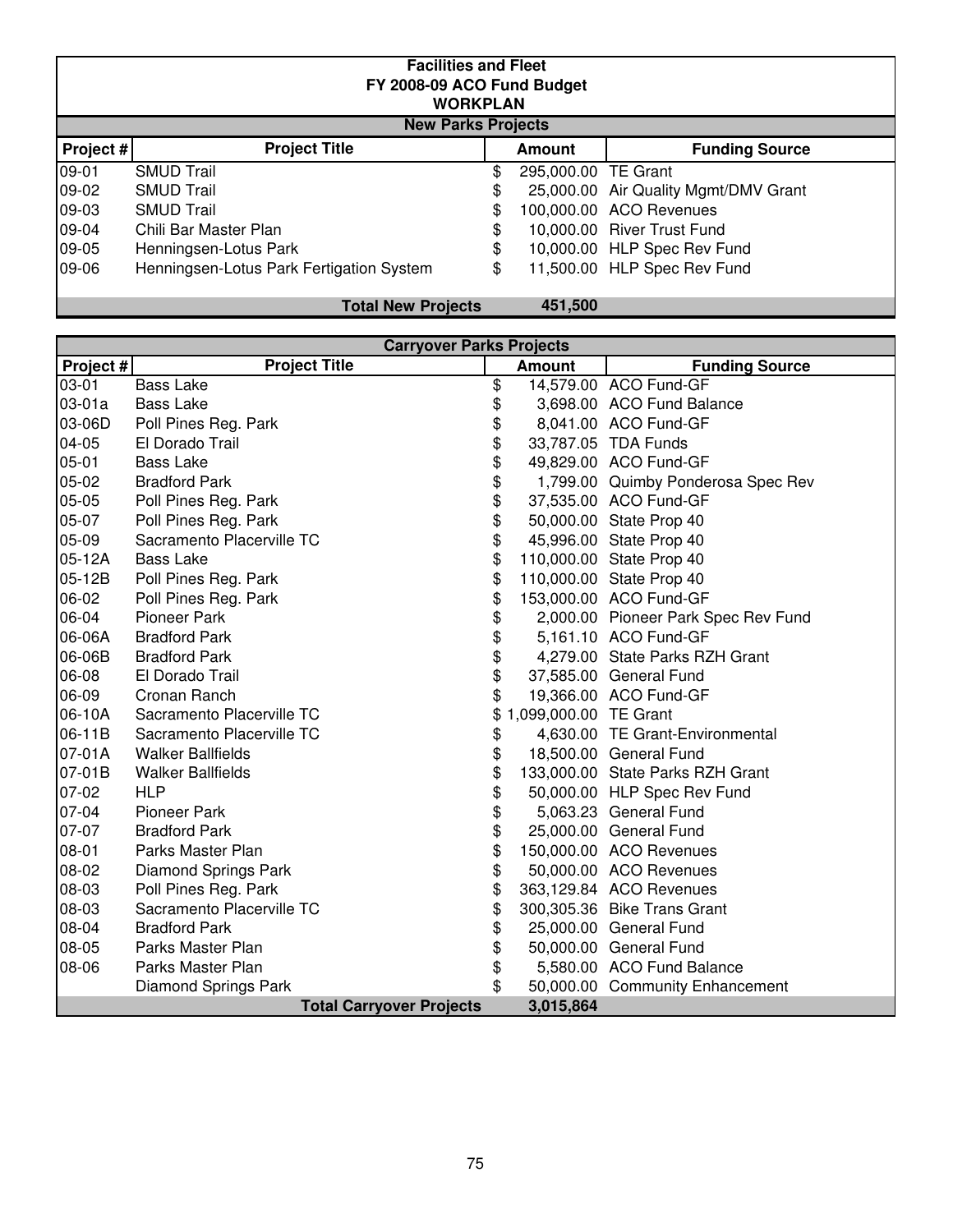**Facilities and Fleet**
**FY 2008-09 ACO Fund Budget**
**WORKPLAN**

**New Parks Projects**

| Project # | Project Title | Amount | Funding Source |
|---|---|---|---|
| 09-01 | SMUD Trail | $ 295,000.00 | TE Grant |
| 09-02 | SMUD Trail | $ 25,000.00 | Air Quality Mgmt/DMV Grant |
| 09-03 | SMUD Trail | $ 100,000.00 | ACO Revenues |
| 09-04 | Chili Bar Master Plan | $ 10,000.00 | River Trust Fund |
| 09-05 | Henningsen-Lotus Park | $ 10,000.00 | HLP Spec Rev Fund |
| 09-06 | Henningsen-Lotus Park Fertigation System | $ 11,500.00 | HLP Spec Rev Fund |
| | **Total New Projects** | **451,500** | |

**Carryover Parks Projects**

| Project # | Project Title | Amount | Funding Source |
|---|---|---|---|
| 03-01 | Bass Lake | $ 14,579.00 | ACO Fund-GF |
| 03-01a | Bass Lake | $ 3,698.00 | ACO Fund Balance |
| 03-06D | Poll Pines Reg. Park | $ 8,041.00 | ACO Fund-GF |
| 04-05 | El Dorado Trail | $ 33,787.05 | TDA Funds |
| 05-01 | Bass Lake | $ 49,829.00 | ACO Fund-GF |
| 05-02 | Bradford Park | $ 1,799.00 | Quimby Ponderosa Spec Rev |
| 05-05 | Poll Pines Reg. Park | $ 37,535.00 | ACO Fund-GF |
| 05-07 | Poll Pines Reg. Park | $ 50,000.00 | State Prop 40 |
| 05-09 | Sacramento Placerville TC | $ 45,996.00 | State Prop 40 |
| 05-12A | Bass Lake | $ 110,000.00 | State Prop 40 |
| 05-12B | Poll Pines Reg. Park | $ 110,000.00 | State Prop 40 |
| 06-02 | Poll Pines Reg. Park | $ 153,000.00 | ACO Fund-GF |
| 06-04 | Pioneer Park | $ 2,000.00 | Pioneer Park Spec Rev Fund |
| 06-06A | Bradford Park | $ 5,161.10 | ACO Fund-GF |
| 06-06B | Bradford Park | $ 4,279.00 | State Parks RZH Grant |
| 06-08 | El Dorado Trail | $ 37,585.00 | General Fund |
| 06-09 | Cronan Ranch | $ 19,366.00 | ACO Fund-GF |
| 06-10A | Sacramento Placerville TC | $ 1,099,000.00 | TE Grant |
| 06-11B | Sacramento Placerville TC | $ 4,630.00 | TE Grant-Environmental |
| 07-01A | Walker Ballfields | $ 18,500.00 | General Fund |
| 07-01B | Walker Ballfields | $ 133,000.00 | State Parks RZH Grant |
| 07-02 | HLP | $ 50,000.00 | HLP Spec Rev Fund |
| 07-04 | Pioneer Park | $ 5,063.23 | General Fund |
| 07-07 | Bradford Park | $ 25,000.00 | General Fund |
| 08-01 | Parks Master Plan | $ 150,000.00 | ACO Revenues |
| 08-02 | Diamond Springs Park | $ 50,000.00 | ACO Revenues |
| 08-03 | Poll Pines Reg. Park | $ 363,129.84 | ACO Revenues |
| 08-03 | Sacramento Placerville TC | $ 300,305.36 | Bike Trans Grant |
| 08-04 | Bradford Park | $ 25,000.00 | General Fund |
| 08-05 | Parks Master Plan | $ 50,000.00 | General Fund |
| 08-06 | Parks Master Plan | $ 5,580.00 | ACO Fund Balance |
| | Diamond Springs Park | $ 50,000.00 | Community Enhancement |
| | **Total Carryover Projects** | **3,015,864** | |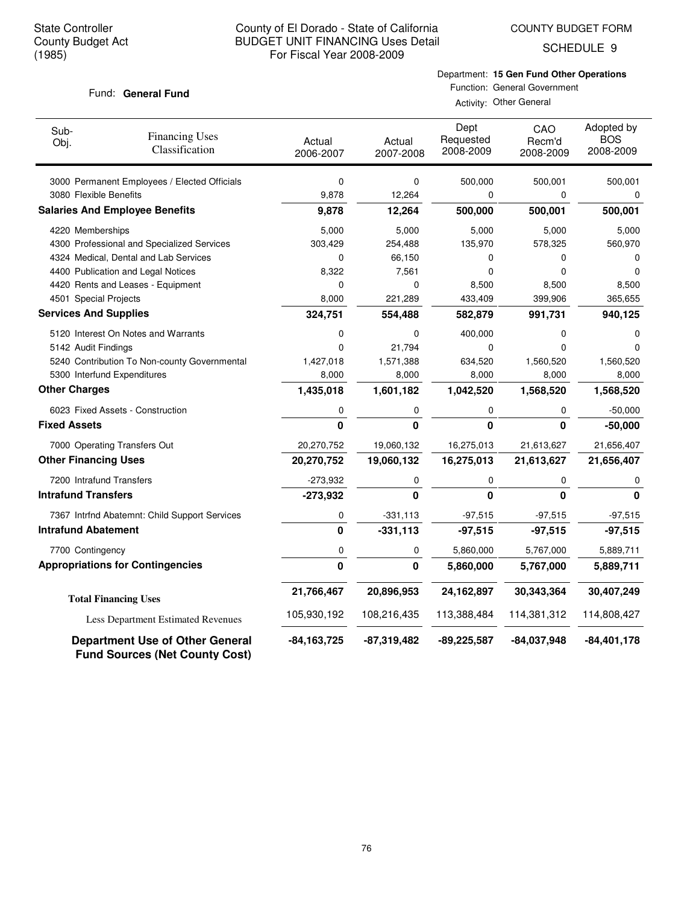State Controller
County Budget Act
(1985)

# County of El Dorado - State of California
## BUDGET UNIT FINANCING Uses Detail
For Fiscal Year 2008-2009

COUNTY BUDGET FORM

SCHEDULE 9

Fund: **General Fund**

Department: **15 Gen Fund Other Operations**
Function: General Government
Activity: Other General

| Sub-Obj. | Financing Uses Classification | Actual 2006-2007 | Actual 2007-2008 | Dept Requested 2008-2009 | CAO Recm'd 2008-2009 | Adopted by BOS 2008-2009 |
|---|---|---|---|---|---|---|
| 3000 | Permanent Employees / Elected Officials | 0 | 0 | 500,000 | 500,001 | 500,001 |
| 3080 | Flexible Benefits | 9,878 | 12,264 | 0 | 0 | 0 |
| **Salaries And Employee Benefits** | | **9,878** | **12,264** | **500,000** | **500,001** | **500,001** |
| 4220 | Memberships | 5,000 | 5,000 | 5,000 | 5,000 | 5,000 |
| 4300 | Professional and Specialized Services | 303,429 | 254,488 | 135,970 | 578,325 | 560,970 |
| 4324 | Medical, Dental and Lab Services | 0 | 66,150 | 0 | 0 | 0 |
| 4400 | Publication and Legal Notices | 8,322 | 7,561 | 0 | 0 | 0 |
| 4420 | Rents and Leases - Equipment | 0 | 0 | 8,500 | 8,500 | 8,500 |
| 4501 | Special Projects | 8,000 | 221,289 | 433,409 | 399,906 | 365,655 |
| **Services And Supplies** | | **324,751** | **554,488** | **582,879** | **991,731** | **940,125** |
| 5120 | Interest On Notes and Warrants | 0 | 0 | 400,000 | 0 | 0 |
| 5142 | Audit Findings | 0 | 21,794 | 0 | 0 | 0 |
| 5240 | Contribution To Non-county Governmental | 1,427,018 | 1,571,388 | 634,520 | 1,560,520 | 1,560,520 |
| 5300 | Interfund Expenditures | 8,000 | 8,000 | 8,000 | 8,000 | 8,000 |
| **Other Charges** | | **1,435,018** | **1,601,182** | **1,042,520** | **1,568,520** | **1,568,520** |
| 6023 | Fixed Assets - Construction | 0 | 0 | 0 | 0 | -50,000 |
| **Fixed Assets** | | **0** | **0** | **0** | **0** | **-50,000** |
| 7000 | Operating Transfers Out | 20,270,752 | 19,060,132 | 16,275,013 | 21,613,627 | 21,656,407 |
| **Other Financing Uses** | | **20,270,752** | **19,060,132** | **16,275,013** | **21,613,627** | **21,656,407** |
| 7200 | Intrafund Transfers | -273,932 | 0 | 0 | 0 | 0 |
| **Intrafund Transfers** | | **-273,932** | **0** | **0** | **0** | **0** |
| 7367 | Intrfnd Abatemnt: Child Support Services | 0 | -331,113 | -97,515 | -97,515 | -97,515 |
| **Intrafund Abatement** | | **0** | **-331,113** | **-97,515** | **-97,515** | **-97,515** |
| 7700 | Contingency | 0 | 0 | 5,860,000 | 5,767,000 | 5,889,711 |
| **Appropriations for Contingencies** | | **0** | **0** | **5,860,000** | **5,767,000** | **5,889,711** |
| **Total Financing Uses** | | **21,766,467** | **20,896,953** | **24,162,897** | **30,343,364** | **30,407,249** |
| Less Department Estimated Revenues | | 105,930,192 | 108,216,435 | 113,388,484 | 114,381,312 | 114,808,427 |
| **Department Use of Other General Fund Sources (Net County Cost)** | | **-84,163,725** | **-87,319,482** | **-89,225,587** | **-84,037,948** | **-84,401,178** |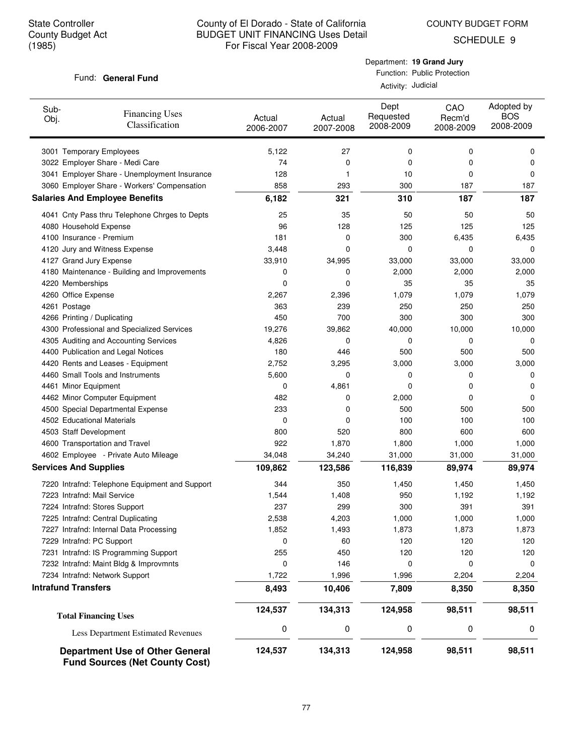State Controller
County Budget Act
(1985)

# County of El Dorado - State of California
## BUDGET UNIT FINANCING Uses Detail
For Fiscal Year 2008-2009

COUNTY BUDGET FORM
SCHEDULE 9

Fund: **General Fund**

Department: **19 Grand Jury**
Function: Public Protection
Activity: Judicial

| Sub-Obj. | Financing Uses Classification | Actual 2006-2007 | Actual 2007-2008 | Dept Requested 2008-2009 | CAO Recm'd 2008-2009 | Adopted by BOS 2008-2009 |
|---|---|---|---|---|---|---|
| 3001 | Temporary Employees | 5,122 | 27 | 0 | 0 | 0 |
| 3022 | Employer Share - Medi Care | 74 | 0 | 0 | 0 | 0 |
| 3041 | Employer Share - Unemployment Insurance | 128 | 1 | 10 | 0 | 0 |
| 3060 | Employer Share - Workers' Compensation | 858 | 293 | 300 | 187 | 187 |
| **Salaries And Employee Benefits** | | **6,182** | **321** | **310** | **187** | **187** |
| 4041 | Cnty Pass thru Telephone Chrges to Depts | 25 | 35 | 50 | 50 | 50 |
| 4080 | Household Expense | 96 | 128 | 125 | 125 | 125 |
| 4100 | Insurance - Premium | 181 | 0 | 300 | 6,435 | 6,435 |
| 4120 | Jury and Witness Expense | 3,448 | 0 | 0 | 0 | 0 |
| 4127 | Grand Jury Expense | 33,910 | 34,995 | 33,000 | 33,000 | 33,000 |
| 4180 | Maintenance - Building and Improvements | 0 | 0 | 2,000 | 2,000 | 2,000 |
| 4220 | Memberships | 0 | 0 | 35 | 35 | 35 |
| 4260 | Office Expense | 2,267 | 2,396 | 1,079 | 1,079 | 1,079 |
| 4261 | Postage | 363 | 239 | 250 | 250 | 250 |
| 4266 | Printing / Duplicating | 450 | 700 | 300 | 300 | 300 |
| 4300 | Professional and Specialized Services | 19,276 | 39,862 | 40,000 | 10,000 | 10,000 |
| 4305 | Auditing and Accounting Services | 4,826 | 0 | 0 | 0 | 0 |
| 4400 | Publication and Legal Notices | 180 | 446 | 500 | 500 | 500 |
| 4420 | Rents and Leases - Equipment | 2,752 | 3,295 | 3,000 | 3,000 | 3,000 |
| 4460 | Small Tools and Instruments | 5,600 | 0 | 0 | 0 | 0 |
| 4461 | Minor Equipment | 0 | 4,861 | 0 | 0 | 0 |
| 4462 | Minor Computer Equipment | 482 | 0 | 2,000 | 0 | 0 |
| 4500 | Special Departmental Expense | 233 | 0 | 500 | 500 | 500 |
| 4502 | Educational Materials | 0 | 0 | 100 | 100 | 100 |
| 4503 | Staff Development | 800 | 520 | 800 | 600 | 600 |
| 4600 | Transportation and Travel | 922 | 1,870 | 1,800 | 1,000 | 1,000 |
| 4602 | Employee - Private Auto Mileage | 34,048 | 34,240 | 31,000 | 31,000 | 31,000 |
| **Services And Supplies** | | **109,862** | **123,586** | **116,839** | **89,974** | **89,974** |
| 7220 | Intrafnd: Telephone Equipment and Support | 344 | 350 | 1,450 | 1,450 | 1,450 |
| 7223 | Intrafnd: Mail Service | 1,544 | 1,408 | 950 | 1,192 | 1,192 |
| 7224 | Intrafnd: Stores Support | 237 | 299 | 300 | 391 | 391 |
| 7225 | Intrafnd: Central Duplicating | 2,538 | 4,203 | 1,000 | 1,000 | 1,000 |
| 7227 | Intrafnd: Internal Data Processing | 1,852 | 1,493 | 1,873 | 1,873 | 1,873 |
| 7229 | Intrafnd: PC Support | 0 | 60 | 120 | 120 | 120 |
| 7231 | Intrafnd: IS Programming Support | 255 | 450 | 120 | 120 | 120 |
| 7232 | Intrafnd: Maint Bldg & Improvmnts | 0 | 146 | 0 | 0 | 0 |
| 7234 | Intrafnd: Network Support | 1,722 | 1,996 | 1,996 | 2,204 | 2,204 |
| **Intrafund Transfers** | | **8,493** | **10,406** | **7,809** | **8,350** | **8,350** |
| **Total Financing Uses** | | **124,537** | **134,313** | **124,958** | **98,511** | **98,511** |
| Less Department Estimated Revenues | | 0 | 0 | 0 | 0 | 0 |
| **Department Use of Other General Fund Sources (Net County Cost)** | | **124,537** | **134,313** | **124,958** | **98,511** | **98,511** |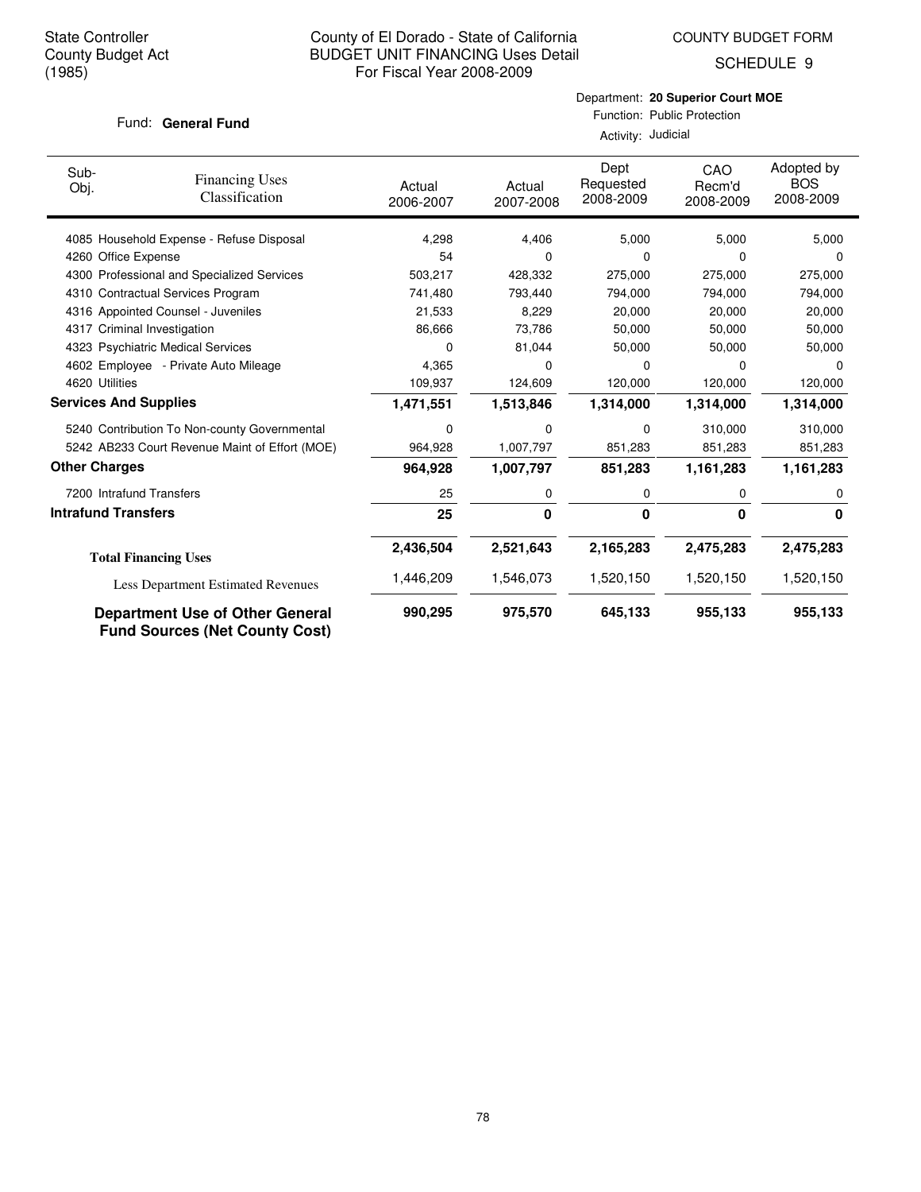State Controller
County Budget Act
(1985)

# County of El Dorado - State of California
## BUDGET UNIT FINANCING Uses Detail
For Fiscal Year 2008-2009

COUNTY BUDGET FORM

SCHEDULE 9

Fund: **General Fund**

Department: **20 Superior Court MOE**
Function: Public Protection
Activity: Judicial

| Sub-Obj. | Financing Uses Classification | Actual 2006-2007 | Actual 2007-2008 | Dept Requested 2008-2009 | CAO Recm'd 2008-2009 | Adopted by BOS 2008-2009 |
|---|---|---|---|---|---|---|
| 4085 | Household Expense - Refuse Disposal | 4,298 | 4,406 | 5,000 | 5,000 | 5,000 |
| 4260 | Office Expense | 54 | 0 | 0 | 0 | 0 |
| 4300 | Professional and Specialized Services | 503,217 | 428,332 | 275,000 | 275,000 | 275,000 |
| 4310 | Contractual Services Program | 741,480 | 793,440 | 794,000 | 794,000 | 794,000 |
| 4316 | Appointed Counsel - Juveniles | 21,533 | 8,229 | 20,000 | 20,000 | 20,000 |
| 4317 | Criminal Investigation | 86,666 | 73,786 | 50,000 | 50,000 | 50,000 |
| 4323 | Psychiatric Medical Services | 0 | 81,044 | 50,000 | 50,000 | 50,000 |
| 4602 | Employee - Private Auto Mileage | 4,365 | 0 | 0 | 0 | 0 |
| 4620 | Utilities | 109,937 | 124,609 | 120,000 | 120,000 | 120,000 |
| **Services And Supplies** | | **1,471,551** | **1,513,846** | **1,314,000** | **1,314,000** | **1,314,000** |
| 5240 | Contribution To Non-county Governmental | 0 | 0 | 0 | 310,000 | 310,000 |
| 5242 | AB233 Court Revenue Maint of Effort (MOE) | 964,928 | 1,007,797 | 851,283 | 851,283 | 851,283 |
| **Other Charges** | | **964,928** | **1,007,797** | **851,283** | **1,161,283** | **1,161,283** |
| 7200 | Intrafund Transfers | 25 | 0 | 0 | 0 | 0 |
| **Intrafund Transfers** | | **25** | **0** | **0** | **0** | **0** |
| **Total Financing Uses** | | **2,436,504** | **2,521,643** | **2,165,283** | **2,475,283** | **2,475,283** |
| | Less Department Estimated Revenues | 1,446,209 | 1,546,073 | 1,520,150 | 1,520,150 | 1,520,150 |
| **Department Use of Other General Fund Sources (Net County Cost)** | | **990,295** | **975,570** | **645,133** | **955,133** | **955,133** |